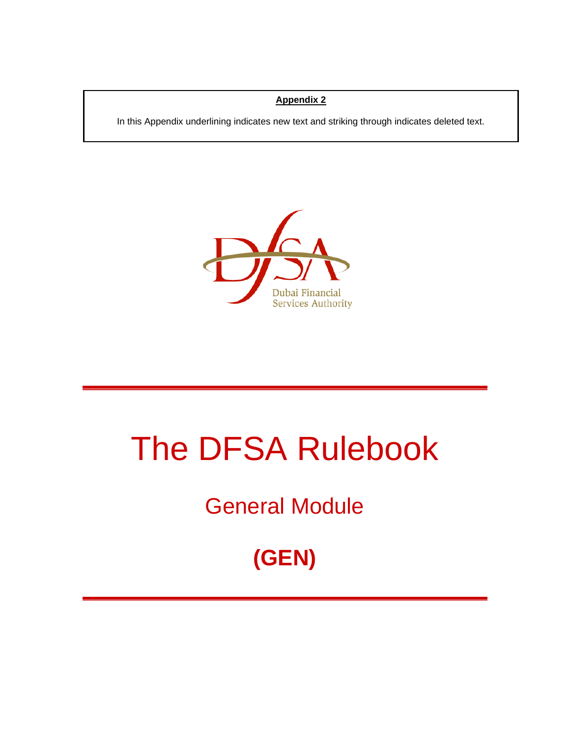**Appendix 2**

In this Appendix underlining indicates new text and striking through indicates deleted text.

Dubai Financial Services Authority

# The DFSA Rulebook

## General Module

## (GEN)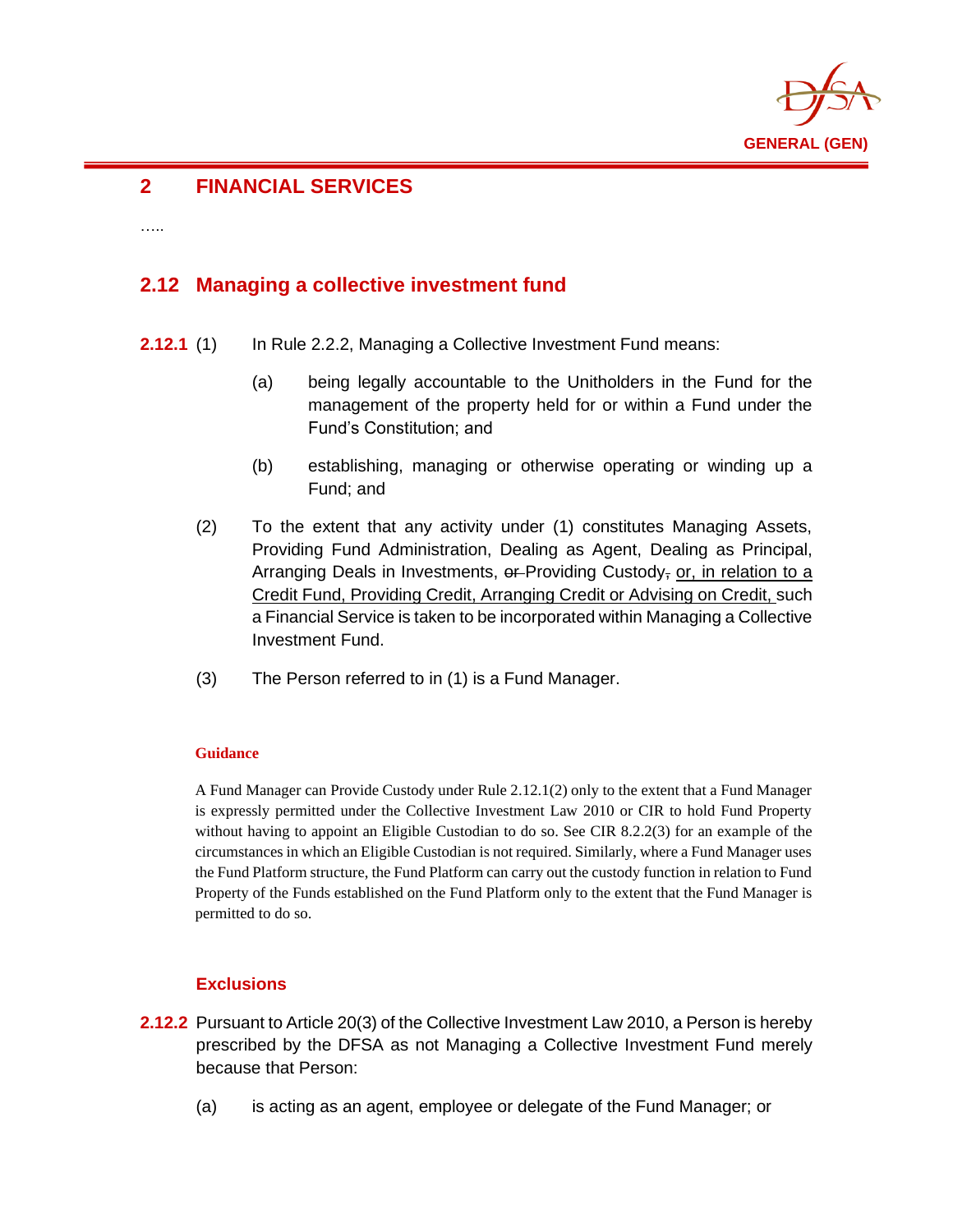# 2 FINANCIAL SERVICES

…..

## 2.12 Managing a collective investment fund

**2.12.1** (1) In Rule 2.2.2, Managing a Collective Investment Fund means:

(a) being legally accountable to the Unitholders in the Fund for the management of the property held for or within a Fund under the Fund's Constitution; and

(b) establishing, managing or otherwise operating or winding up a Fund; and

(2) To the extent that any activity under (1) constitutes Managing Assets, Providing Fund Administration, Dealing as Agent, Dealing as Principal, Arranging Deals in Investments, ~~or~~ Providing Custody~~,~~ <u>or, in relation to a Credit Fund, Providing Credit, Arranging Credit or Advising on Credit,</u> such a Financial Service is taken to be incorporated within Managing a Collective Investment Fund.

(3) The Person referred to in (1) is a Fund Manager.

**Guidance**

A Fund Manager can Provide Custody under Rule 2.12.1(2) only to the extent that a Fund Manager is expressly permitted under the Collective Investment Law 2010 or CIR to hold Fund Property without having to appoint an Eligible Custodian to do so. See CIR 8.2.2(3) for an example of the circumstances in which an Eligible Custodian is not required. Similarly, where a Fund Manager uses the Fund Platform structure, the Fund Platform can carry out the custody function in relation to Fund Property of the Funds established on the Fund Platform only to the extent that the Fund Manager is permitted to do so.

### Exclusions

**2.12.2** Pursuant to Article 20(3) of the Collective Investment Law 2010, a Person is hereby prescribed by the DFSA as not Managing a Collective Investment Fund merely because that Person:

(a) is acting as an agent, employee or delegate of the Fund Manager; or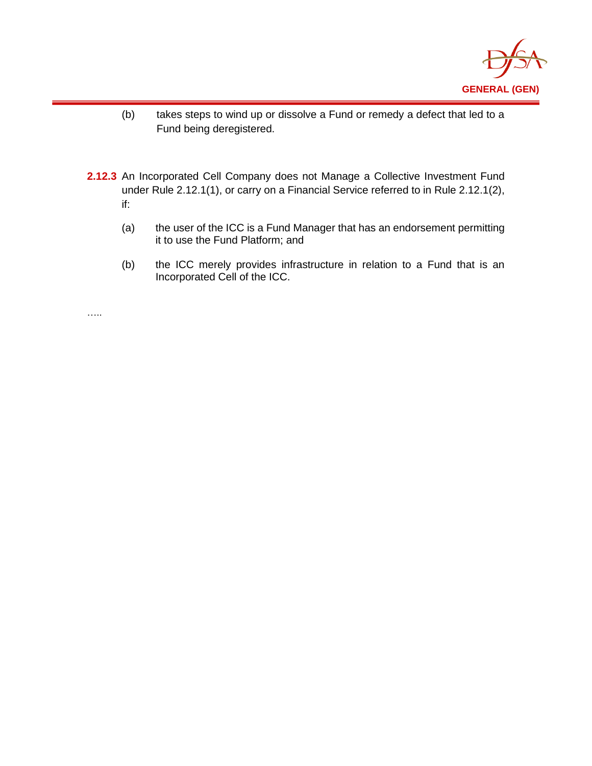(b) takes steps to wind up or dissolve a Fund or remedy a defect that led to a Fund being deregistered.

**2.12.3** An Incorporated Cell Company does not Manage a Collective Investment Fund under Rule 2.12.1(1), or carry on a Financial Service referred to in Rule 2.12.1(2), if:

(a) the user of the ICC is a Fund Manager that has an endorsement permitting it to use the Fund Platform; and

(b) the ICC merely provides infrastructure in relation to a Fund that is an Incorporated Cell of the ICC.

…..